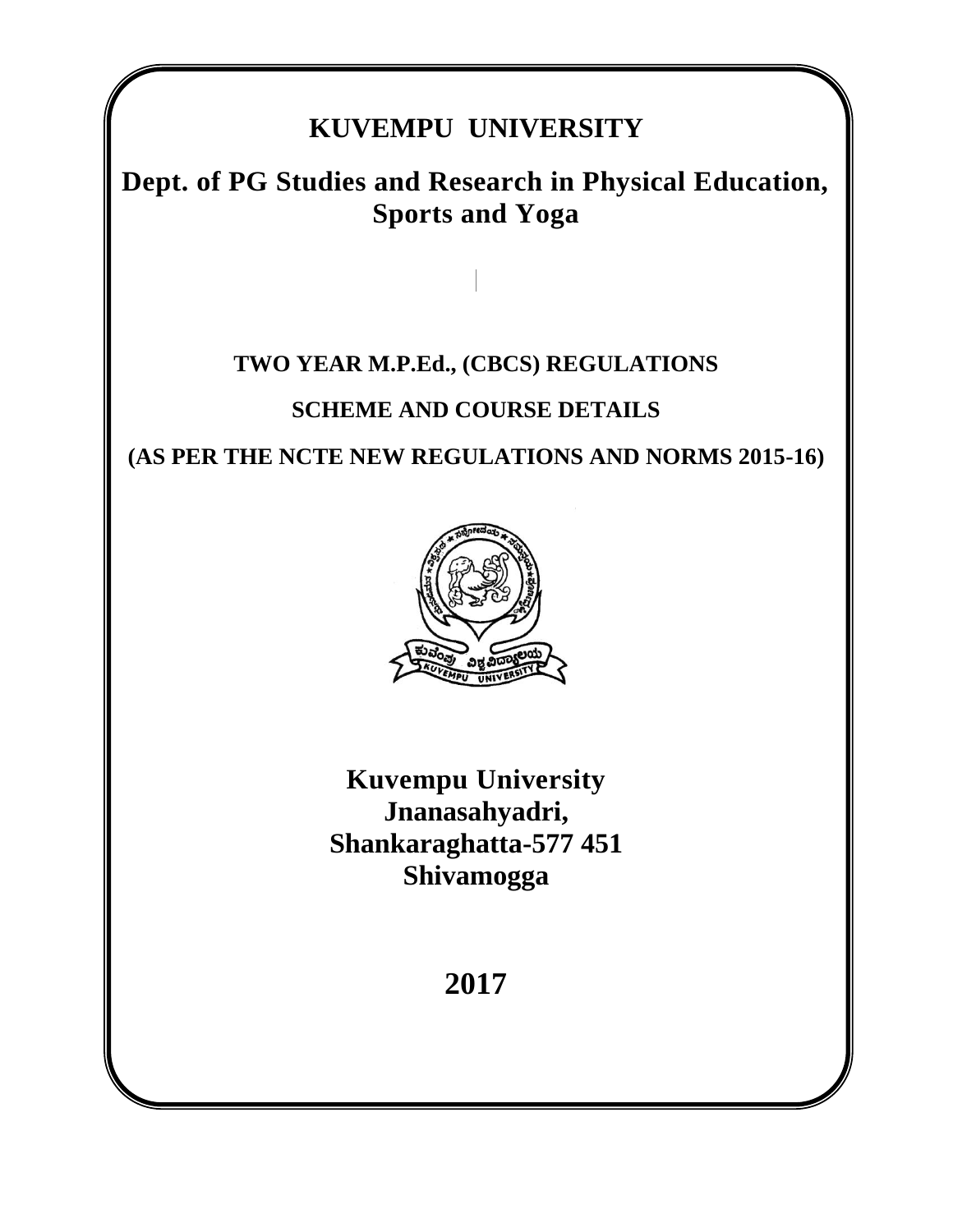# KUVEMPU UNIVERSITY

## Dept. of PG Studies and Research in Physical Education, Sports and Yoga

**TWO YEAR M.P.Ed., (CBCS) REGULATIONS**

**SCHEME AND COURSE DETAILS**

**(AS PER THE NCTE NEW REGULATIONS AND NORMS 2015-16)**

**Kuvempu University**
**Jnanasahyadri,**
**Shankaraghatta-577 451**
**Shivamogga**

**2017**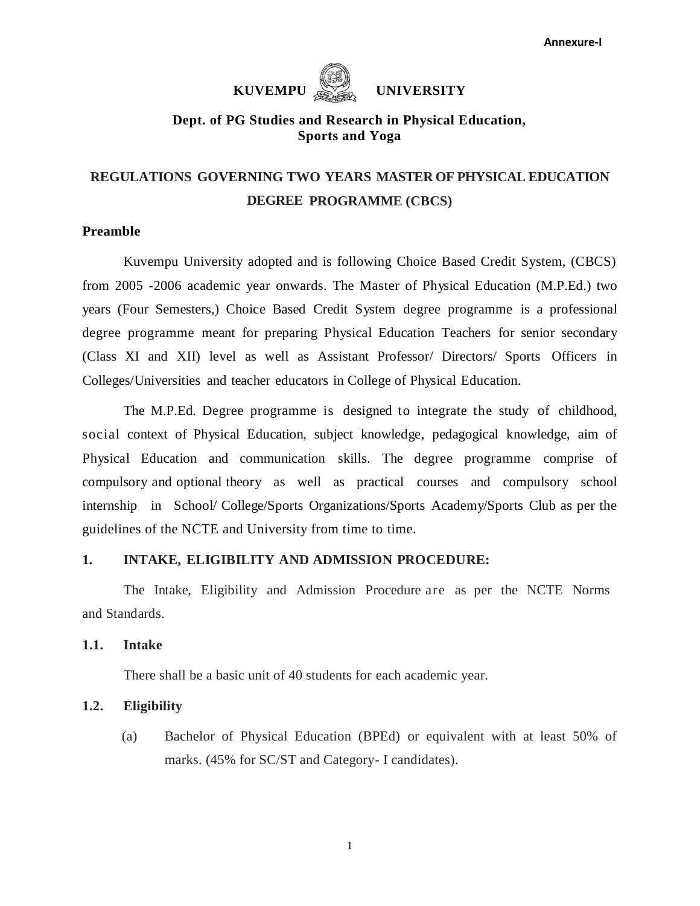Annexure-I

# KUVEMPU UNIVERSITY

## Dept. of PG Studies and Research in Physical Education, Sports and Yoga

## REGULATIONS GOVERNING TWO YEARS MASTER OF PHYSICAL EDUCATION DEGREE PROGRAMME (CBCS)

### Preamble

Kuvempu University adopted and is following Choice Based Credit System, (CBCS) from 2005 -2006 academic year onwards. The Master of Physical Education (M.P.Ed.) two years (Four Semesters,) Choice Based Credit System degree programme is a professional degree programme meant for preparing Physical Education Teachers for senior secondary (Class XI and XII) level as well as Assistant Professor/ Directors/ Sports Officers in Colleges/Universities and teacher educators in College of Physical Education.

The M.P.Ed. Degree programme is designed to integrate the study of childhood, social context of Physical Education, subject knowledge, pedagogical knowledge, aim of Physical Education and communication skills. The degree programme comprise of compulsory and optional theory as well as practical courses and compulsory school internship in School/ College/Sports Organizations/Sports Academy/Sports Club as per the guidelines of the NCTE and University from time to time.

### 1. INTAKE, ELIGIBILITY AND ADMISSION PROCEDURE:

The Intake, Eligibility and Admission Procedure are as per the NCTE Norms and Standards.

### 1.1. Intake

There shall be a basic unit of 40 students for each academic year.

### 1.2. Eligibility

(a) Bachelor of Physical Education (BPEd) or equivalent with at least 50% of marks. (45% for SC/ST and Category- I candidates).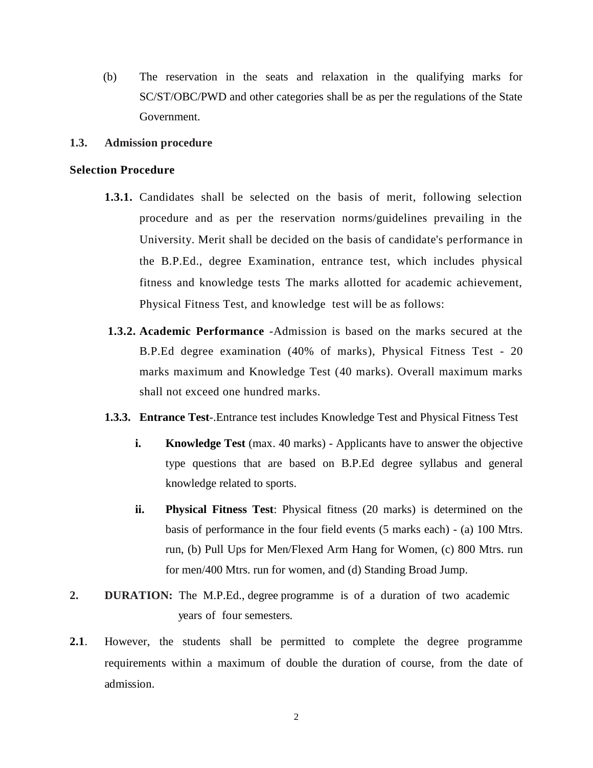(b) The reservation in the seats and relaxation in the qualifying marks for SC/ST/OBC/PWD and other categories shall be as per the regulations of the State Government.

**1.3. Admission procedure**

**Selection Procedure**

**1.3.1.** Candidates shall be selected on the basis of merit, following selection procedure and as per the reservation norms/guidelines prevailing in the University. Merit shall be decided on the basis of candidate's performance in the B.P.Ed., degree Examination, entrance test, which includes physical fitness and knowledge tests The marks allotted for academic achievement, Physical Fitness Test, and knowledge test will be as follows:

**1.3.2. Academic Performance** -Admission is based on the marks secured at the B.P.Ed degree examination (40% of marks), Physical Fitness Test - 20 marks maximum and Knowledge Test (40 marks). Overall maximum marks shall not exceed one hundred marks.

**1.3.3. Entrance Test**-.Entrance test includes Knowledge Test and Physical Fitness Test

**i. Knowledge Test** (max. 40 marks) - Applicants have to answer the objective type questions that are based on B.P.Ed degree syllabus and general knowledge related to sports.

**ii. Physical Fitness Test**: Physical fitness (20 marks) is determined on the basis of performance in the four field events (5 marks each) - (a) 100 Mtrs. run, (b) Pull Ups for Men/Flexed Arm Hang for Women, (c) 800 Mtrs. run for men/400 Mtrs. run for women, and (d) Standing Broad Jump.

**2. DURATION:** The M.P.Ed., degree programme is of a duration of two academic years of four semesters.

**2.1**. However, the students shall be permitted to complete the degree programme requirements within a maximum of double the duration of course, from the date of admission.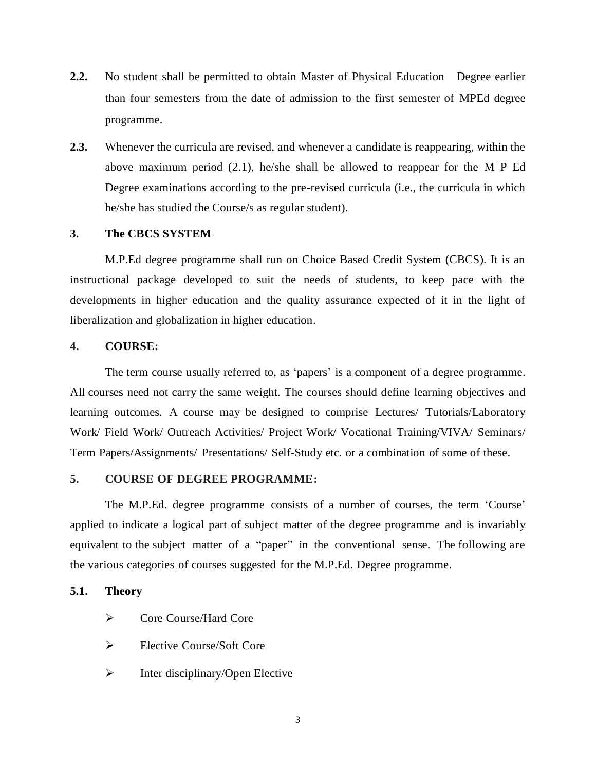**2.2.** No student shall be permitted to obtain Master of Physical Education Degree earlier than four semesters from the date of admission to the first semester of MPEd degree programme.

**2.3.** Whenever the curricula are revised, and whenever a candidate is reappearing, within the above maximum period (2.1), he/she shall be allowed to reappear for the M P Ed Degree examinations according to the pre-revised curricula (i.e., the curricula in which he/she has studied the Course/s as regular student).

### 3. The CBCS SYSTEM

M.P.Ed degree programme shall run on Choice Based Credit System (CBCS). It is an instructional package developed to suit the needs of students, to keep pace with the developments in higher education and the quality assurance expected of it in the light of liberalization and globalization in higher education.

### 4. COURSE:

The term course usually referred to, as 'papers' is a component of a degree programme. All courses need not carry the same weight. The courses should define learning objectives and learning outcomes. A course may be designed to comprise Lectures/ Tutorials/Laboratory Work/ Field Work/ Outreach Activities/ Project Work/ Vocational Training/VIVA/ Seminars/ Term Papers/Assignments/ Presentations/ Self-Study etc. or a combination of some of these.

### 5. COURSE OF DEGREE PROGRAMME:

The M.P.Ed. degree programme consists of a number of courses, the term 'Course' applied to indicate a logical part of subject matter of the degree programme and is invariably equivalent to the subject matter of a "paper" in the conventional sense. The following are the various categories of courses suggested for the M.P.Ed. Degree programme.

#### 5.1. Theory

- Core Course/Hard Core
- Elective Course/Soft Core
- Inter disciplinary/Open Elective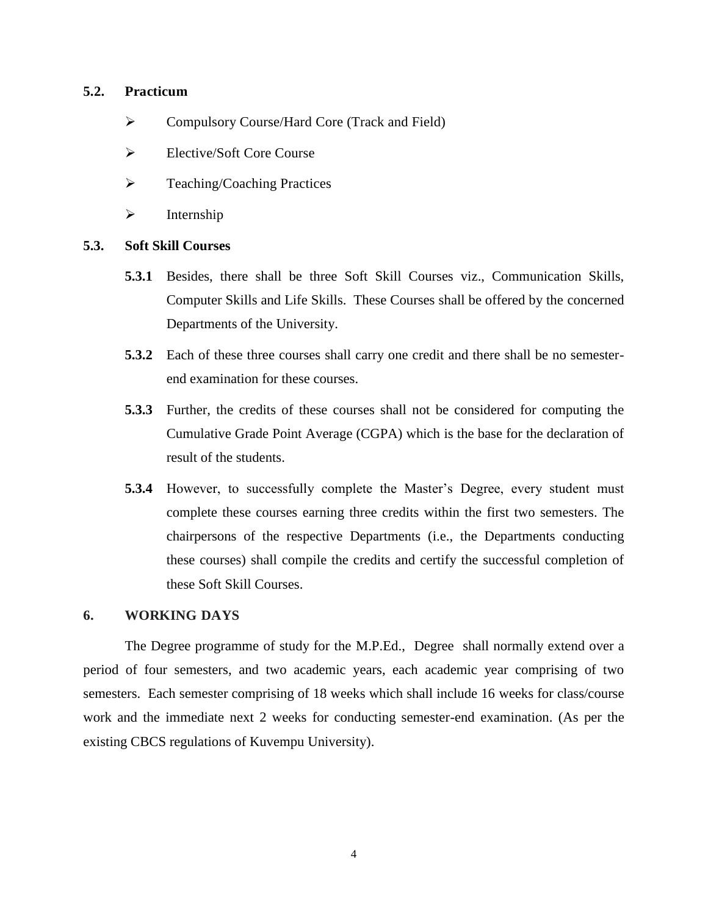### 5.2. Practicum

- Compulsory Course/Hard Core (Track and Field)
- Elective/Soft Core Course
- Teaching/Coaching Practices
- Internship

### 5.3. Soft Skill Courses

**5.3.1** Besides, there shall be three Soft Skill Courses viz., Communication Skills, Computer Skills and Life Skills. These Courses shall be offered by the concerned Departments of the University.

**5.3.2** Each of these three courses shall carry one credit and there shall be no semester-end examination for these courses.

**5.3.3** Further, the credits of these courses shall not be considered for computing the Cumulative Grade Point Average (CGPA) which is the base for the declaration of result of the students.

**5.3.4** However, to successfully complete the Master's Degree, every student must complete these courses earning three credits within the first two semesters. The chairpersons of the respective Departments (i.e., the Departments conducting these courses) shall compile the credits and certify the successful completion of these Soft Skill Courses.

## 6. WORKING DAYS

The Degree programme of study for the M.P.Ed., Degree shall normally extend over a period of four semesters, and two academic years, each academic year comprising of two semesters. Each semester comprising of 18 weeks which shall include 16 weeks for class/course work and the immediate next 2 weeks for conducting semester-end examination. (As per the existing CBCS regulations of Kuvempu University).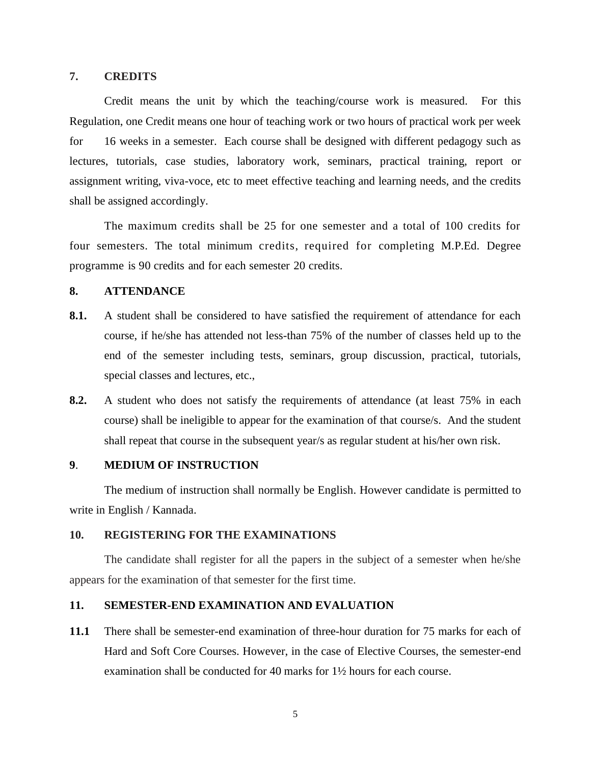## 7. CREDITS

Credit means the unit by which the teaching/course work is measured. For this Regulation, one Credit means one hour of teaching work or two hours of practical work per week for 16 weeks in a semester. Each course shall be designed with different pedagogy such as lectures, tutorials, case studies, laboratory work, seminars, practical training, report or assignment writing, viva-voce, etc to meet effective teaching and learning needs, and the credits shall be assigned accordingly.

The maximum credits shall be 25 for one semester and a total of 100 credits for four semesters. The total minimum credits, required for completing M.P.Ed. Degree programme is 90 credits and for each semester 20 credits.

## 8. ATTENDANCE

**8.1.** A student shall be considered to have satisfied the requirement of attendance for each course, if he/she has attended not less-than 75% of the number of classes held up to the end of the semester including tests, seminars, group discussion, practical, tutorials, special classes and lectures, etc.,

**8.2.** A student who does not satisfy the requirements of attendance (at least 75% in each course) shall be ineligible to appear for the examination of that course/s. And the student shall repeat that course in the subsequent year/s as regular student at his/her own risk.

## 9. MEDIUM OF INSTRUCTION

The medium of instruction shall normally be English. However candidate is permitted to write in English / Kannada.

## 10. REGISTERING FOR THE EXAMINATIONS

The candidate shall register for all the papers in the subject of a semester when he/she appears for the examination of that semester for the first time.

## 11. SEMESTER-END EXAMINATION AND EVALUATION

**11.1** There shall be semester-end examination of three-hour duration for 75 marks for each of Hard and Soft Core Courses. However, in the case of Elective Courses, the semester-end examination shall be conducted for 40 marks for 1½ hours for each course.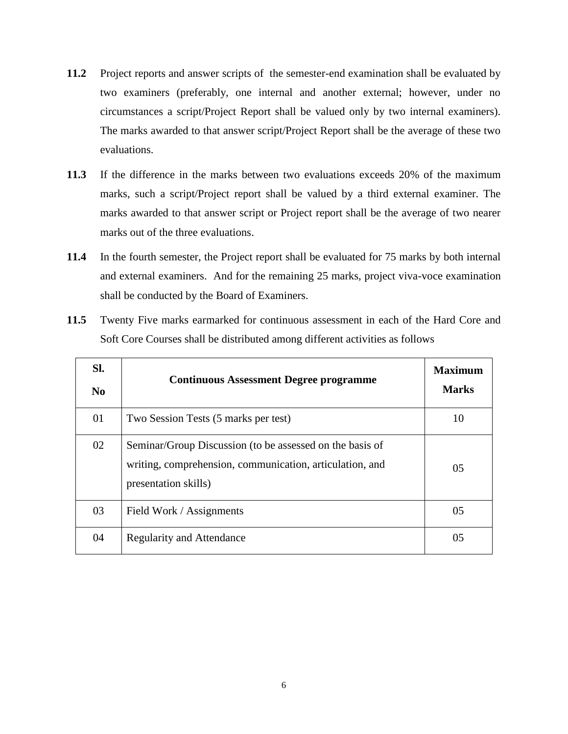**11.2** Project reports and answer scripts of the semester-end examination shall be evaluated by two examiners (preferably, one internal and another external; however, under no circumstances a script/Project Report shall be valued only by two internal examiners). The marks awarded to that answer script/Project Report shall be the average of these two evaluations.

**11.3** If the difference in the marks between two evaluations exceeds 20% of the maximum marks, such a script/Project report shall be valued by a third external examiner. The marks awarded to that answer script or Project report shall be the average of two nearer marks out of the three evaluations.

**11.4** In the fourth semester, the Project report shall be evaluated for 75 marks by both internal and external examiners. And for the remaining 25 marks, project viva-voce examination shall be conducted by the Board of Examiners.

**11.5** Twenty Five marks earmarked for continuous assessment in each of the Hard Core and Soft Core Courses shall be distributed among different activities as follows

| Sl. No | Continuous Assessment Degree programme | Maximum Marks |
|---|---|---|
| 01 | Two Session Tests (5 marks per test) | 10 |
| 02 | Seminar/Group Discussion (to be assessed on the basis of writing, comprehension, communication, articulation, and presentation skills) | 05 |
| 03 | Field Work / Assignments | 05 |
| 04 | Regularity and Attendance | 05 |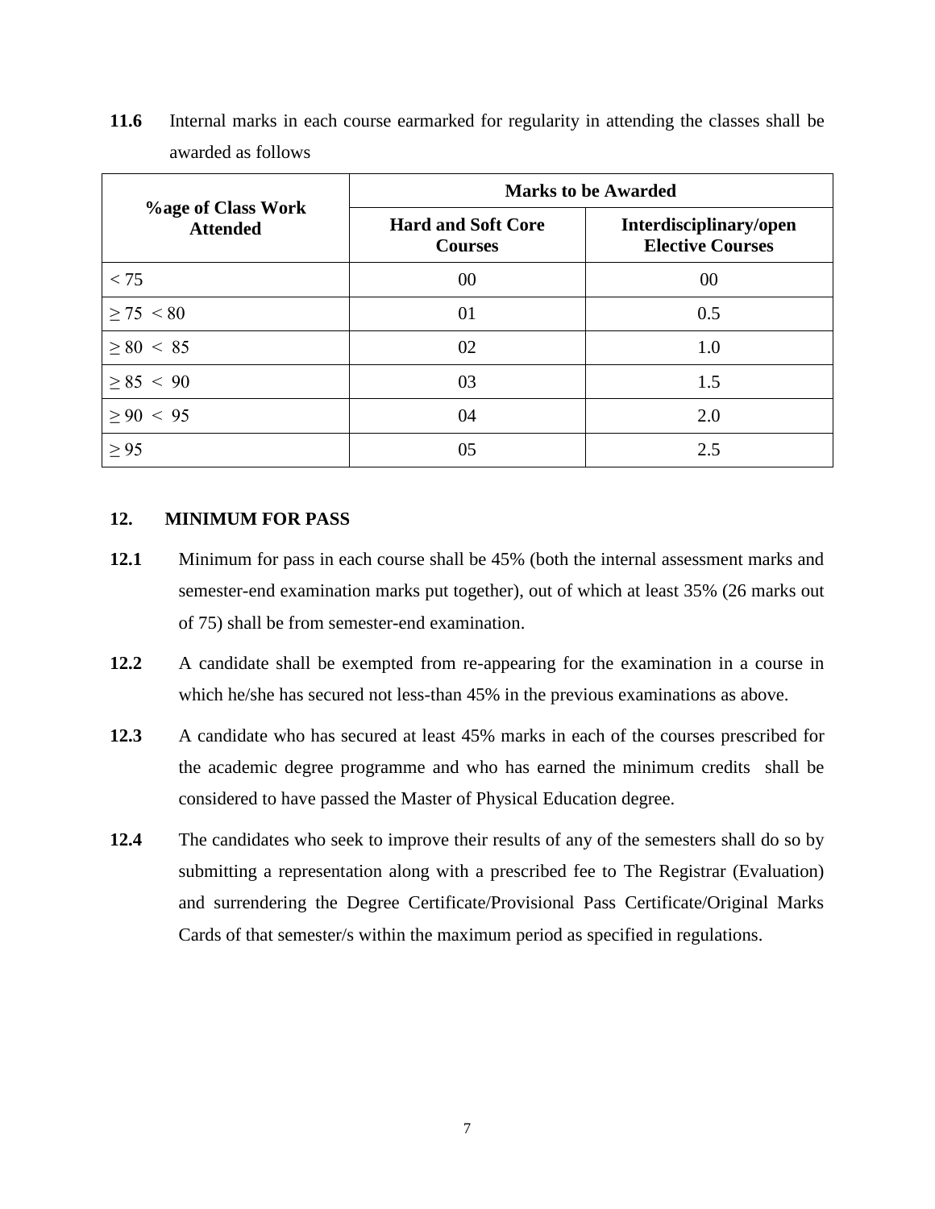**11.6** Internal marks in each course earmarked for regularity in attending the classes shall be awarded as follows

| %age of Class Work Attended | Marks to be Awarded | |
|---|---|---|
| | Hard and Soft Core Courses | Interdisciplinary/open Elective Courses |
| < 75 | 00 | 00 |
| ≥ 75 < 80 | 01 | 0.5 |
| ≥ 80 < 85 | 02 | 1.0 |
| ≥ 85 < 90 | 03 | 1.5 |
| ≥ 90 < 95 | 04 | 2.0 |
| ≥ 95 | 05 | 2.5 |

## 12. MINIMUM FOR PASS

**12.1** Minimum for pass in each course shall be 45% (both the internal assessment marks and semester-end examination marks put together), out of which at least 35% (26 marks out of 75) shall be from semester-end examination.

**12.2** A candidate shall be exempted from re-appearing for the examination in a course in which he/she has secured not less-than 45% in the previous examinations as above.

**12.3** A candidate who has secured at least 45% marks in each of the courses prescribed for the academic degree programme and who has earned the minimum credits shall be considered to have passed the Master of Physical Education degree.

**12.4** The candidates who seek to improve their results of any of the semesters shall do so by submitting a representation along with a prescribed fee to The Registrar (Evaluation) and surrendering the Degree Certificate/Provisional Pass Certificate/Original Marks Cards of that semester/s within the maximum period as specified in regulations.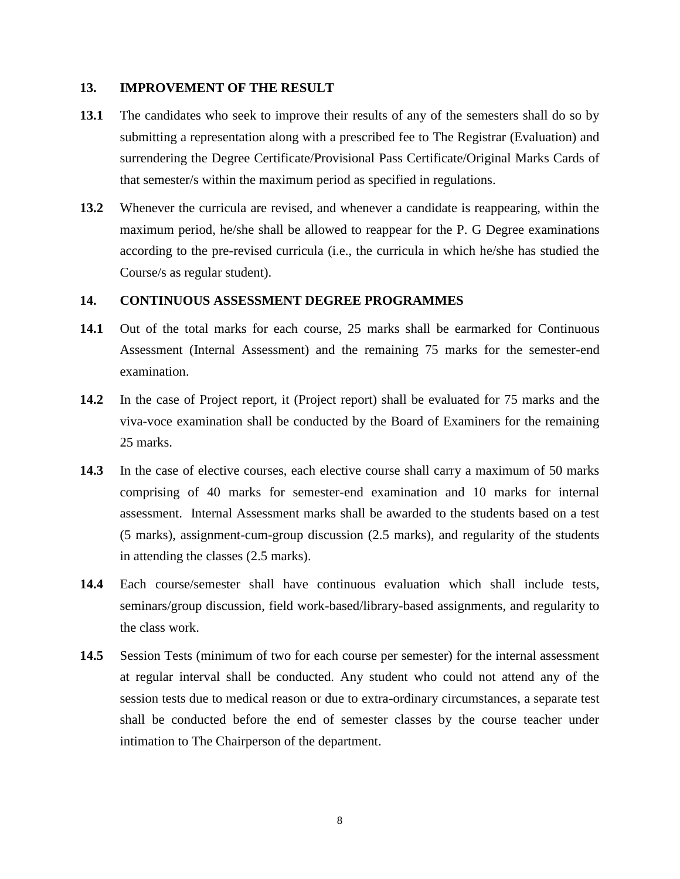## 13. IMPROVEMENT OF THE RESULT

**13.1** The candidates who seek to improve their results of any of the semesters shall do so by submitting a representation along with a prescribed fee to The Registrar (Evaluation) and surrendering the Degree Certificate/Provisional Pass Certificate/Original Marks Cards of that semester/s within the maximum period as specified in regulations.

**13.2** Whenever the curricula are revised, and whenever a candidate is reappearing, within the maximum period, he/she shall be allowed to reappear for the P. G Degree examinations according to the pre-revised curricula (i.e., the curricula in which he/she has studied the Course/s as regular student).

## 14. CONTINUOUS ASSESSMENT DEGREE PROGRAMMES

**14.1** Out of the total marks for each course, 25 marks shall be earmarked for Continuous Assessment (Internal Assessment) and the remaining 75 marks for the semester-end examination.

**14.2** In the case of Project report, it (Project report) shall be evaluated for 75 marks and the viva-voce examination shall be conducted by the Board of Examiners for the remaining 25 marks.

**14.3** In the case of elective courses, each elective course shall carry a maximum of 50 marks comprising of 40 marks for semester-end examination and 10 marks for internal assessment. Internal Assessment marks shall be awarded to the students based on a test (5 marks), assignment-cum-group discussion (2.5 marks), and regularity of the students in attending the classes (2.5 marks).

**14.4** Each course/semester shall have continuous evaluation which shall include tests, seminars/group discussion, field work-based/library-based assignments, and regularity to the class work.

**14.5** Session Tests (minimum of two for each course per semester) for the internal assessment at regular interval shall be conducted. Any student who could not attend any of the session tests due to medical reason or due to extra-ordinary circumstances, a separate test shall be conducted before the end of semester classes by the course teacher under intimation to The Chairperson of the department.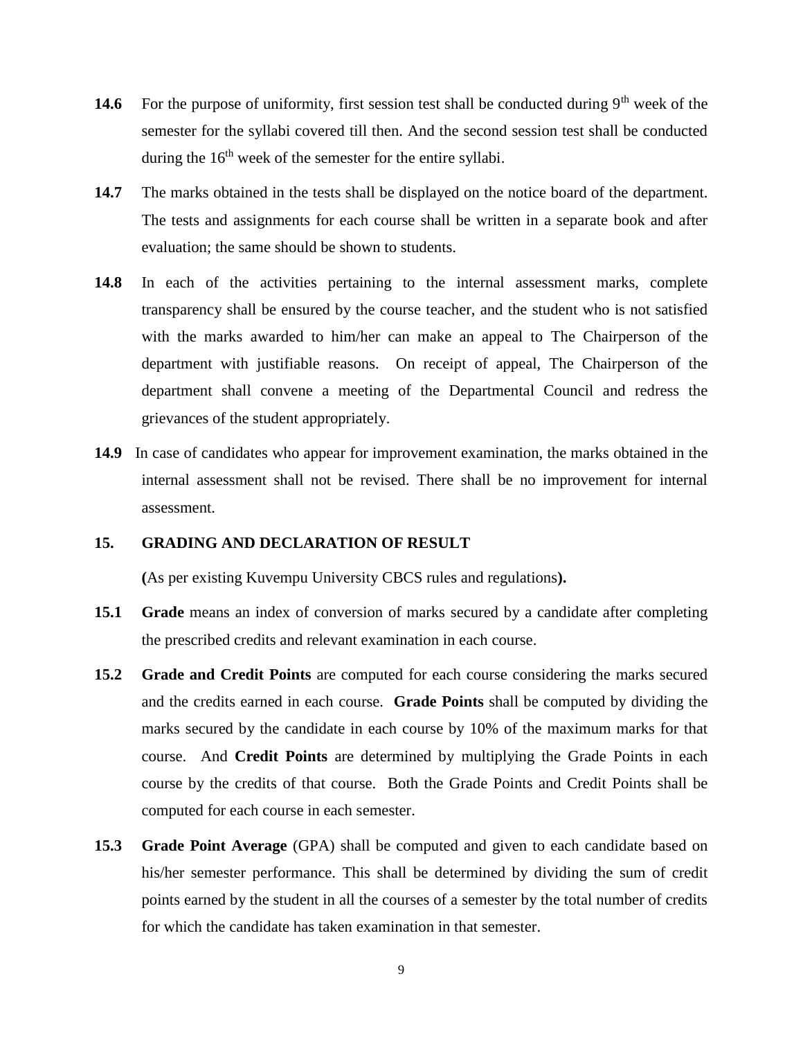**14.6** For the purpose of uniformity, first session test shall be conducted during 9th week of the semester for the syllabi covered till then. And the second session test shall be conducted during the 16th week of the semester for the entire syllabi.

**14.7** The marks obtained in the tests shall be displayed on the notice board of the department. The tests and assignments for each course shall be written in a separate book and after evaluation; the same should be shown to students.

**14.8** In each of the activities pertaining to the internal assessment marks, complete transparency shall be ensured by the course teacher, and the student who is not satisfied with the marks awarded to him/her can make an appeal to The Chairperson of the department with justifiable reasons. On receipt of appeal, The Chairperson of the department shall convene a meeting of the Departmental Council and redress the grievances of the student appropriately.

**14.9** In case of candidates who appear for improvement examination, the marks obtained in the internal assessment shall not be revised. There shall be no improvement for internal assessment.

## 15. GRADING AND DECLARATION OF RESULT

**(**As per existing Kuvempu University CBCS rules and regulations**).**

**15.1** **Grade** means an index of conversion of marks secured by a candidate after completing the prescribed credits and relevant examination in each course.

**15.2** **Grade and Credit Points** are computed for each course considering the marks secured and the credits earned in each course. **Grade Points** shall be computed by dividing the marks secured by the candidate in each course by 10% of the maximum marks for that course. And **Credit Points** are determined by multiplying the Grade Points in each course by the credits of that course. Both the Grade Points and Credit Points shall be computed for each course in each semester.

**15.3** **Grade Point Average** (GPA) shall be computed and given to each candidate based on his/her semester performance. This shall be determined by dividing the sum of credit points earned by the student in all the courses of a semester by the total number of credits for which the candidate has taken examination in that semester.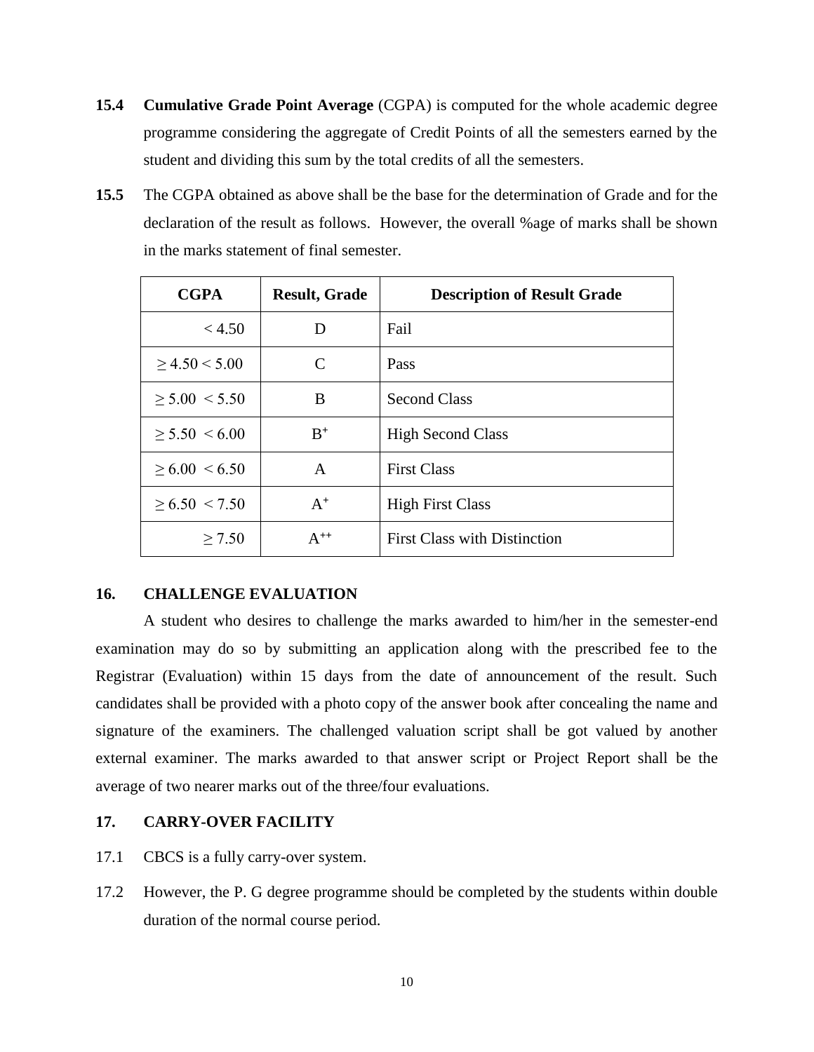**15.4** **Cumulative Grade Point Average** (CGPA) is computed for the whole academic degree programme considering the aggregate of Credit Points of all the semesters earned by the student and dividing this sum by the total credits of all the semesters.

**15.5** The CGPA obtained as above shall be the base for the determination of Grade and for the declaration of the result as follows. However, the overall %age of marks shall be shown in the marks statement of final semester.

| CGPA | Result, Grade | Description of Result Grade |
|---|---|---|
| $< 4.50$ | D | Fail |
| $\geq 4.50 < 5.00$ | C | Pass |
| $\geq 5.00 < 5.50$ | B | Second Class |
| $\geq 5.50 < 6.00$ | $B^{+}$ | High Second Class |
| $\geq 6.00 < 6.50$ | A | First Class |
| $\geq 6.50 < 7.50$ | $A^{+}$ | High First Class |
| $\geq 7.50$ | $A^{++}$ | First Class with Distinction |

## 16. CHALLENGE EVALUATION

A student who desires to challenge the marks awarded to him/her in the semester-end examination may do so by submitting an application along with the prescribed fee to the Registrar (Evaluation) within 15 days from the date of announcement of the result. Such candidates shall be provided with a photo copy of the answer book after concealing the name and signature of the examiners. The challenged valuation script shall be got valued by another external examiner. The marks awarded to that answer script or Project Report shall be the average of two nearer marks out of the three/four evaluations.

## 17. CARRY-OVER FACILITY

17.1 CBCS is a fully carry-over system.

17.2 However, the P. G degree programme should be completed by the students within double duration of the normal course period.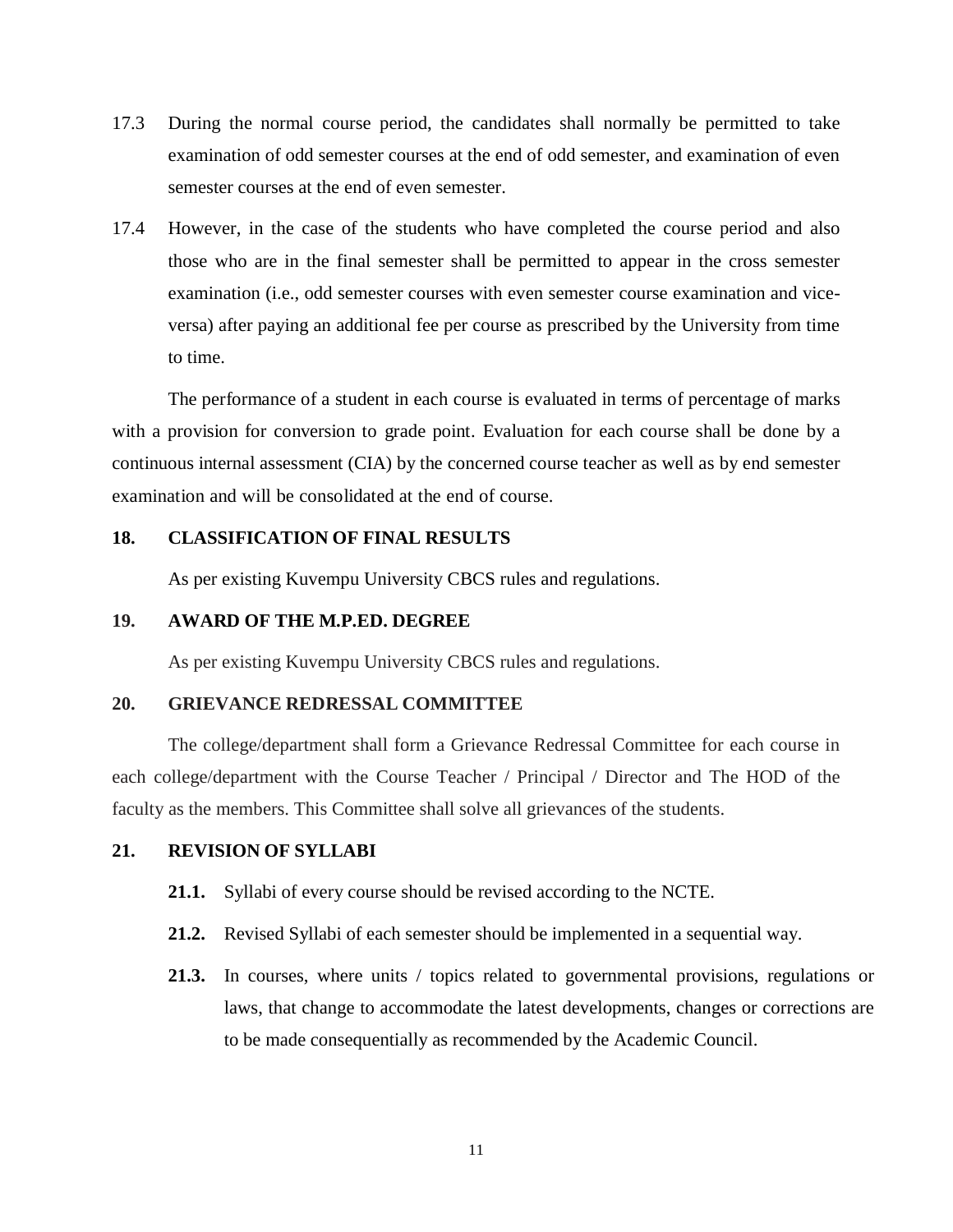17.3 During the normal course period, the candidates shall normally be permitted to take examination of odd semester courses at the end of odd semester, and examination of even semester courses at the end of even semester.

17.4 However, in the case of the students who have completed the course period and also those who are in the final semester shall be permitted to appear in the cross semester examination (i.e., odd semester courses with even semester course examination and vice-versa) after paying an additional fee per course as prescribed by the University from time to time.

The performance of a student in each course is evaluated in terms of percentage of marks with a provision for conversion to grade point. Evaluation for each course shall be done by a continuous internal assessment (CIA) by the concerned course teacher as well as by end semester examination and will be consolidated at the end of course.

## 18. CLASSIFICATION OF FINAL RESULTS

As per existing Kuvempu University CBCS rules and regulations.

## 19. AWARD OF THE M.P.ED. DEGREE

As per existing Kuvempu University CBCS rules and regulations.

## 20. GRIEVANCE REDRESSAL COMMITTEE

The college/department shall form a Grievance Redressal Committee for each course in each college/department with the Course Teacher / Principal / Director and The HOD of the faculty as the members. This Committee shall solve all grievances of the students.

## 21. REVISION OF SYLLABI

**21.1.** Syllabi of every course should be revised according to the NCTE.

**21.2.** Revised Syllabi of each semester should be implemented in a sequential way.

**21.3.** In courses, where units / topics related to governmental provisions, regulations or laws, that change to accommodate the latest developments, changes or corrections are to be made consequentially as recommended by the Academic Council.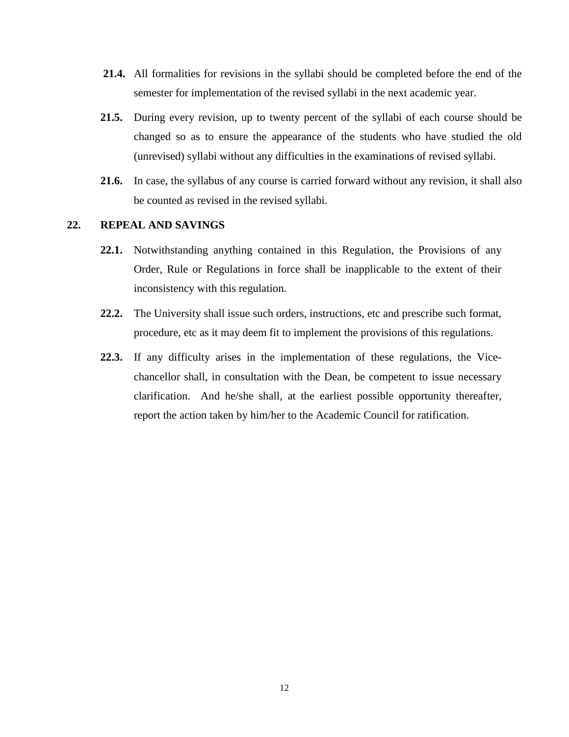**21.4.** All formalities for revisions in the syllabi should be completed before the end of the semester for implementation of the revised syllabi in the next academic year.

**21.5.** During every revision, up to twenty percent of the syllabi of each course should be changed so as to ensure the appearance of the students who have studied the old (unrevised) syllabi without any difficulties in the examinations of revised syllabi.

**21.6.** In case, the syllabus of any course is carried forward without any revision, it shall also be counted as revised in the revised syllabi.

## 22. REPEAL AND SAVINGS

**22.1.** Notwithstanding anything contained in this Regulation, the Provisions of any Order, Rule or Regulations in force shall be inapplicable to the extent of their inconsistency with this regulation.

**22.2.** The University shall issue such orders, instructions, etc and prescribe such format, procedure, etc as it may deem fit to implement the provisions of this regulations.

**22.3.** If any difficulty arises in the implementation of these regulations, the Vice-chancellor shall, in consultation with the Dean, be competent to issue necessary clarification. And he/she shall, at the earliest possible opportunity thereafter, report the action taken by him/her to the Academic Council for ratification.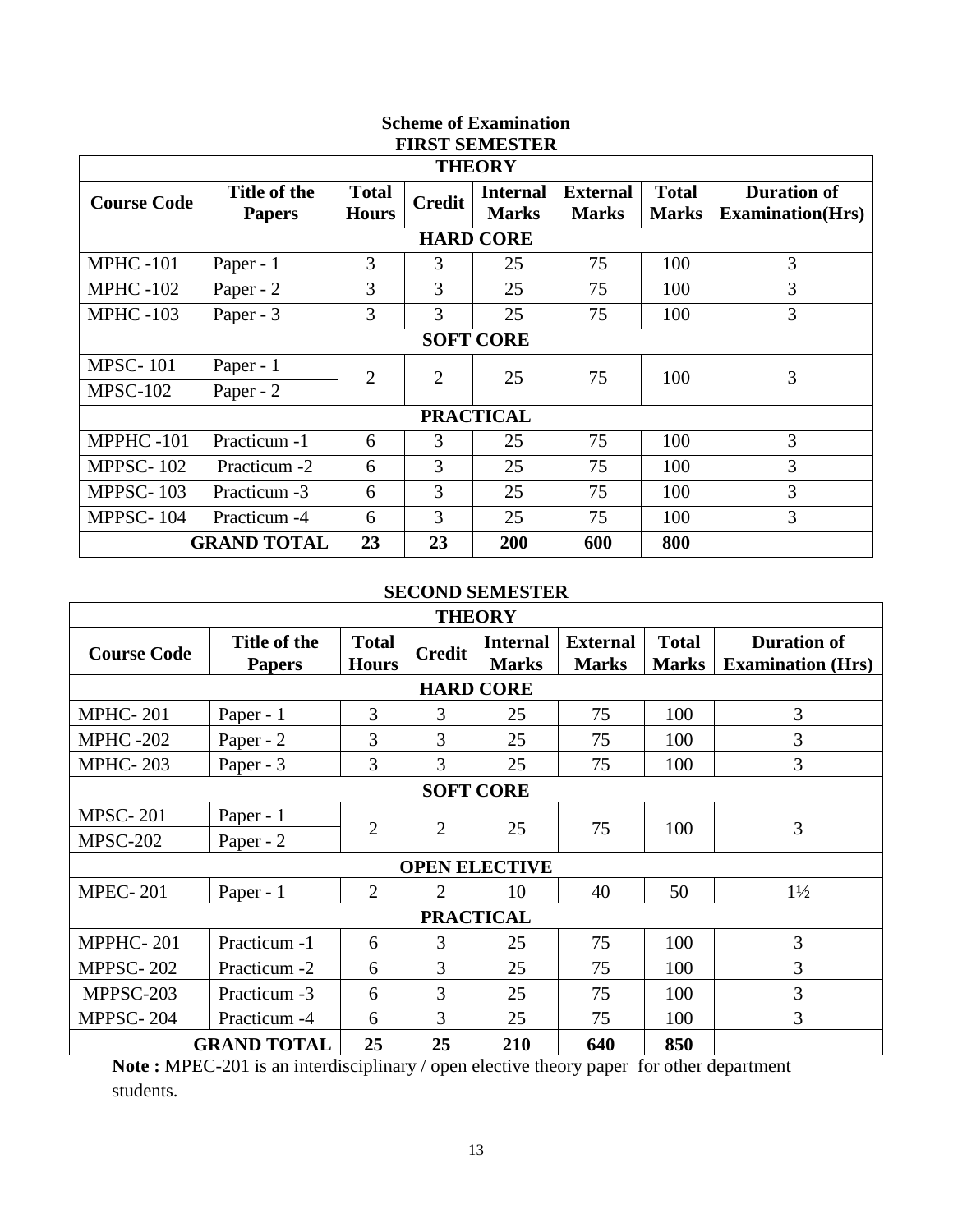## Scheme of Examination

### FIRST SEMESTER

| THEORY | | | | | | | |
|---|---|---|---|---|---|---|---|
| **Course Code** | **Title of the Papers** | **Total Hours** | **Credit** | **Internal Marks** | **External Marks** | **Total Marks** | **Duration of Examination(Hrs)** |
| **HARD CORE** | | | | | | | |
| MPHC -101 | Paper - 1 | 3 | 3 | 25 | 75 | 100 | 3 |
| MPHC -102 | Paper - 2 | 3 | 3 | 25 | 75 | 100 | 3 |
| MPHC -103 | Paper - 3 | 3 | 3 | 25 | 75 | 100 | 3 |
| **SOFT CORE** | | | | | | | |
| MPSC- 101 | Paper - 1 | 2 | 2 | 25 | 75 | 100 | 3 |
| MPSC-102 | Paper - 2 | | | | | | |
| **PRACTICAL** | | | | | | | |
| MPPHC -101 | Practicum -1 | 6 | 3 | 25 | 75 | 100 | 3 |
| MPPSC- 102 | Practicum -2 | 6 | 3 | 25 | 75 | 100 | 3 |
| MPPSC- 103 | Practicum -3 | 6 | 3 | 25 | 75 | 100 | 3 |
| MPPSC- 104 | Practicum -4 | 6 | 3 | 25 | 75 | 100 | 3 |
| **GRAND TOTAL** | | **23** | **23** | **200** | **600** | **800** | |

### SECOND SEMESTER

| THEORY | | | | | | | |
|---|---|---|---|---|---|---|---|
| **Course Code** | **Title of the Papers** | **Total Hours** | **Credit** | **Internal Marks** | **External Marks** | **Total Marks** | **Duration of Examination (Hrs)** |
| **HARD CORE** | | | | | | | |
| MPHC- 201 | Paper - 1 | 3 | 3 | 25 | 75 | 100 | 3 |
| MPHC -202 | Paper - 2 | 3 | 3 | 25 | 75 | 100 | 3 |
| MPHC- 203 | Paper - 3 | 3 | 3 | 25 | 75 | 100 | 3 |
| **SOFT CORE** | | | | | | | |
| MPSC- 201 | Paper - 1 | 2 | 2 | 25 | 75 | 100 | 3 |
| MPSC-202 | Paper - 2 | | | | | | |
| **OPEN ELECTIVE** | | | | | | | |
| MPEC- 201 | Paper - 1 | 2 | 2 | 10 | 40 | 50 | 1½ |
| **PRACTICAL** | | | | | | | |
| MPPHC- 201 | Practicum -1 | 6 | 3 | 25 | 75 | 100 | 3 |
| MPPSC- 202 | Practicum -2 | 6 | 3 | 25 | 75 | 100 | 3 |
| MPPSC-203 | Practicum -3 | 6 | 3 | 25 | 75 | 100 | 3 |
| MPPSC- 204 | Practicum -4 | 6 | 3 | 25 | 75 | 100 | 3 |
| **GRAND TOTAL** | | **25** | **25** | **210** | **640** | **850** | |

**Note :** MPEC-201 is an interdisciplinary / open elective theory paper for other department students.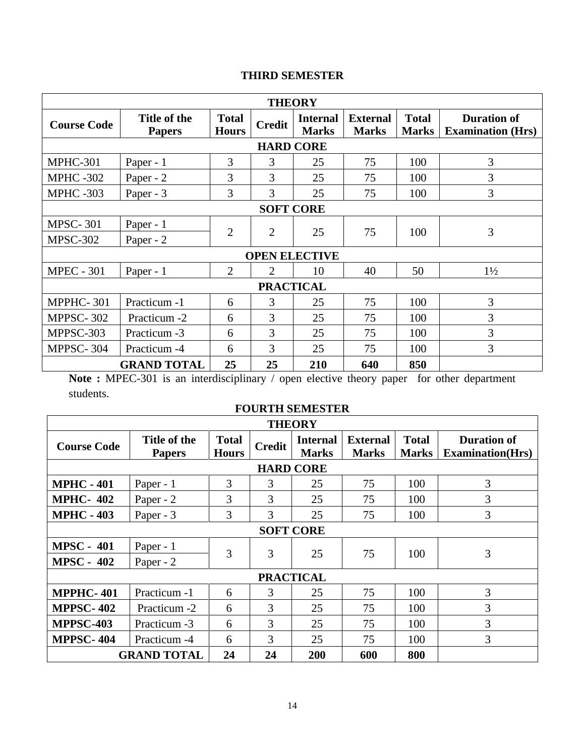## THIRD SEMESTER

| THEORY | | | | | | | |
|---|---|---|---|---|---|---|---|
| **Course Code** | **Title of the Papers** | **Total Hours** | **Credit** | **Internal Marks** | **External Marks** | **Total Marks** | **Duration of Examination (Hrs)** |
| **HARD CORE** | | | | | | | |
| MPHC-301 | Paper - 1 | 3 | 3 | 25 | 75 | 100 | 3 |
| MPHC -302 | Paper - 2 | 3 | 3 | 25 | 75 | 100 | 3 |
| MPHC -303 | Paper - 3 | 3 | 3 | 25 | 75 | 100 | 3 |
| **SOFT CORE** | | | | | | | |
| MPSC- 301 | Paper - 1 | 2 | 2 | 25 | 75 | 100 | 3 |
| MPSC-302 | Paper - 2 | | | | | | |
| **OPEN ELECTIVE** | | | | | | | |
| MPEC - 301 | Paper - 1 | 2 | 2 | 10 | 40 | 50 | 1½ |
| **PRACTICAL** | | | | | | | |
| MPPHC- 301 | Practicum -1 | 6 | 3 | 25 | 75 | 100 | 3 |
| MPPSC- 302 | Practicum -2 | 6 | 3 | 25 | 75 | 100 | 3 |
| MPPSC-303 | Practicum -3 | 6 | 3 | 25 | 75 | 100 | 3 |
| MPPSC- 304 | Practicum -4 | 6 | 3 | 25 | 75 | 100 | 3 |
| | **GRAND TOTAL** | **25** | **25** | **210** | **640** | **850** | |

**Note :** MPEC-301 is an interdisciplinary / open elective theory paper for other department students.

## FOURTH SEMESTER

| THEORY | | | | | | | |
|---|---|---|---|---|---|---|---|
| **Course Code** | **Title of the Papers** | **Total Hours** | **Credit** | **Internal Marks** | **External Marks** | **Total Marks** | **Duration of Examination(Hrs)** |
| **HARD CORE** | | | | | | | |
| **MPHC - 401** | Paper - 1 | 3 | 3 | 25 | 75 | 100 | 3 |
| **MPHC- 402** | Paper - 2 | 3 | 3 | 25 | 75 | 100 | 3 |
| **MPHC - 403** | Paper - 3 | 3 | 3 | 25 | 75 | 100 | 3 |
| **SOFT CORE** | | | | | | | |
| **MPSC - 401** | Paper - 1 | 3 | 3 | 25 | 75 | 100 | 3 |
| **MPSC - 402** | Paper - 2 | | | | | | |
| **PRACTICAL** | | | | | | | |
| **MPPHC- 401** | Practicum -1 | 6 | 3 | 25 | 75 | 100 | 3 |
| **MPPSC- 402** | Practicum -2 | 6 | 3 | 25 | 75 | 100 | 3 |
| **MPPSC-403** | Practicum -3 | 6 | 3 | 25 | 75 | 100 | 3 |
| **MPPSC- 404** | Practicum -4 | 6 | 3 | 25 | 75 | 100 | 3 |
| | **GRAND TOTAL** | **24** | **24** | **200** | **600** | **800** | |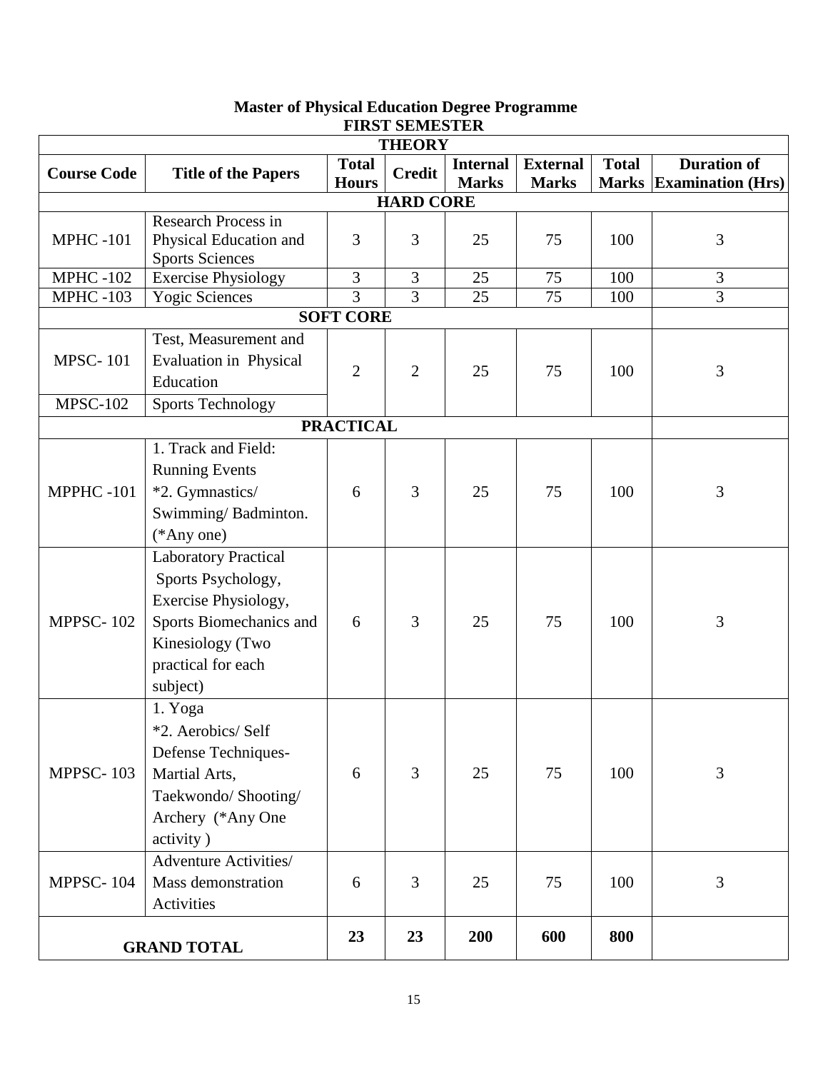## Master of Physical Education Degree Programme

### FIRST SEMESTER

| Course Code | Title of the Papers | Total Hours | Credit | Internal Marks | External Marks | Total Marks | Duration of Examination (Hrs) |
|---|---|---|---|---|---|---|---|
| **THEORY** | | | | | | | |
| **HARD CORE** | | | | | | | |
| MPHC -101 | Research Process in Physical Education and Sports Sciences | 3 | 3 | 25 | 75 | 100 | 3 |
| MPHC -102 | Exercise Physiology | 3 | 3 | 25 | 75 | 100 | 3 |
| MPHC -103 | Yogic Sciences | 3 | 3 | 25 | 75 | 100 | 3 |
| **SOFT CORE** | | | | | | | |
| MPSC- 101 | Test, Measurement and Evaluation in Physical Education | 2 | 2 | 25 | 75 | 100 | 3 |
| MPSC-102 | Sports Technology | | | | | | |
| **PRACTICAL** | | | | | | | |
| MPPHC -101 | 1. Track and Field: Running Events *2. Gymnastics/ Swimming/ Badminton. (*Any one) | 6 | 3 | 25 | 75 | 100 | 3 |
| MPPSC- 102 | Laboratory Practical Sports Psychology, Exercise Physiology, Sports Biomechanics and Kinesiology (Two practical for each subject) | 6 | 3 | 25 | 75 | 100 | 3 |
| MPPSC- 103 | 1. Yoga *2. Aerobics/ Self Defense Techniques- Martial Arts, Taekwondo/ Shooting/ Archery (*Any One activity ) | 6 | 3 | 25 | 75 | 100 | 3 |
| MPPSC- 104 | Adventure Activities/ Mass demonstration Activities | 6 | 3 | 25 | 75 | 100 | 3 |
| **GRAND TOTAL** | | **23** | **23** | **200** | **600** | **800** | |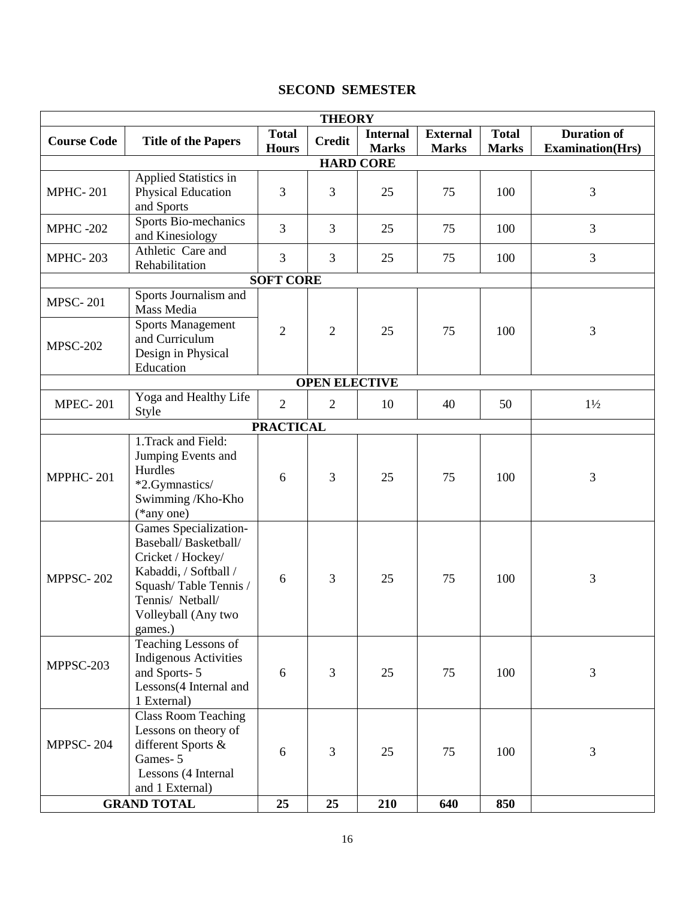## SECOND SEMESTER

| THEORY | | | | | | | |
|---|---|---|---|---|---|---|---|
| **Course Code** | **Title of the Papers** | **Total Hours** | **Credit** | **Internal Marks** | **External Marks** | **Total Marks** | **Duration of Examination(Hrs)** |
| **HARD CORE** | | | | | | | |
| MPHC- 201 | Applied Statistics in Physical Education and Sports | 3 | 3 | 25 | 75 | 100 | 3 |
| MPHC -202 | Sports Bio-mechanics and Kinesiology | 3 | 3 | 25 | 75 | 100 | 3 |
| MPHC- 203 | Athletic Care and Rehabilitation | 3 | 3 | 25 | 75 | 100 | 3 |
| **SOFT CORE** | | | | | | | |
| MPSC- 201 | Sports Journalism and Mass Media | 2 | 2 | 25 | 75 | 100 | 3 |
| MPSC-202 | Sports Management and Curriculum Design in Physical Education | | | | | | |
| **OPEN ELECTIVE** | | | | | | | |
| MPEC- 201 | Yoga and Healthy Life Style | 2 | 2 | 10 | 40 | 50 | 1½ |
| **PRACTICAL** | | | | | | | |
| MPPHC- 201 | 1.Track and Field: Jumping Events and Hurdles *2.Gymnastics/ Swimming /Kho-Kho (*any one) | 6 | 3 | 25 | 75 | 100 | 3 |
| MPPSC- 202 | Games Specialization- Baseball/ Basketball/ Cricket / Hockey/ Kabaddi, / Softball / Squash/ Table Tennis / Tennis/ Netball/ Volleyball (Any two games.) | 6 | 3 | 25 | 75 | 100 | 3 |
| MPPSC-203 | Teaching Lessons of Indigenous Activities and Sports- 5 Lessons(4 Internal and 1 External) | 6 | 3 | 25 | 75 | 100 | 3 |
| MPPSC- 204 | Class Room Teaching Lessons on theory of different Sports & Games- 5 Lessons (4 Internal and 1 External) | 6 | 3 | 25 | 75 | 100 | 3 |
| **GRAND TOTAL** | | **25** | **25** | **210** | **640** | **850** | |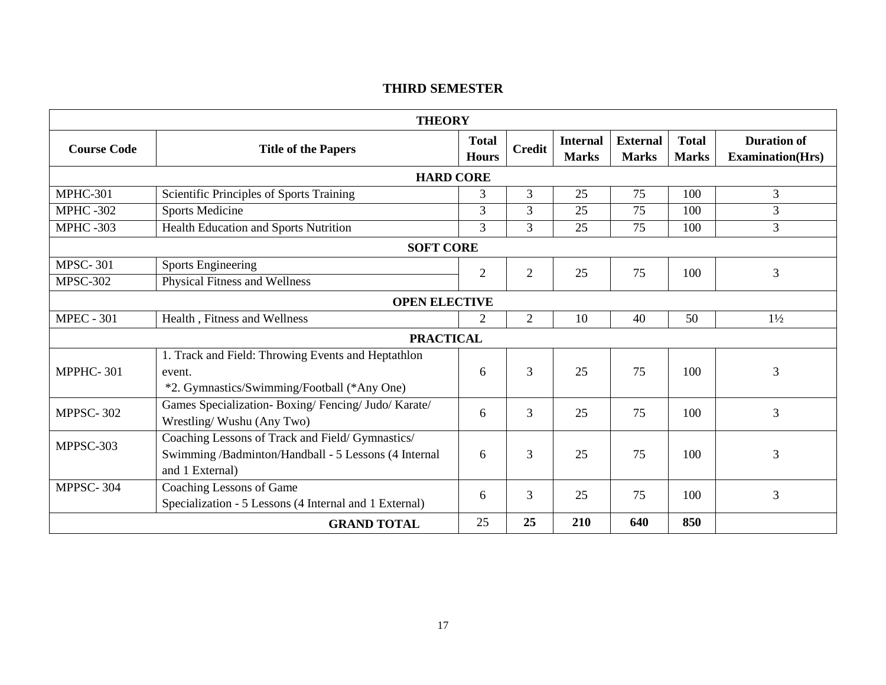## THIRD SEMESTER

| Course Code | Title of the Papers | Total Hours | Credit | Internal Marks | External Marks | Total Marks | Duration of Examination(Hrs) |
|---|---|---|---|---|---|---|---|
| **THEORY** | | | | | | | |
| **HARD CORE** | | | | | | | |
| MPHC-301 | Scientific Principles of Sports Training | 3 | 3 | 25 | 75 | 100 | 3 |
| MPHC -302 | Sports Medicine | 3 | 3 | 25 | 75 | 100 | 3 |
| MPHC -303 | Health Education and Sports Nutrition | 3 | 3 | 25 | 75 | 100 | 3 |
| **SOFT CORE** | | | | | | | |
| MPSC- 301 | Sports Engineering | 2 | 2 | 25 | 75 | 100 | 3 |
| MPSC-302 | Physical Fitness and Wellness | | | | | | |
| **OPEN ELECTIVE** | | | | | | | |
| MPEC - 301 | Health , Fitness and Wellness | 2 | 2 | 10 | 40 | 50 | 1½ |
| **PRACTICAL** | | | | | | | |
| MPPHC- 301 | 1. Track and Field: Throwing Events and Heptathlon event. *2. Gymnastics/Swimming/Football (*Any One) | 6 | 3 | 25 | 75 | 100 | 3 |
| MPPSC- 302 | Games Specialization- Boxing/ Fencing/ Judo/ Karate/ Wrestling/ Wushu (Any Two) | 6 | 3 | 25 | 75 | 100 | 3 |
| MPPSC-303 | Coaching Lessons of Track and Field/ Gymnastics/ Swimming /Badminton/Handball - 5 Lessons (4 Internal and 1 External) | 6 | 3 | 25 | 75 | 100 | 3 |
| MPPSC- 304 | Coaching Lessons of Game Specialization - 5 Lessons (4 Internal and 1 External) | 6 | 3 | 25 | 75 | 100 | 3 |
| | **GRAND TOTAL** | 25 | **25** | **210** | **640** | **850** | |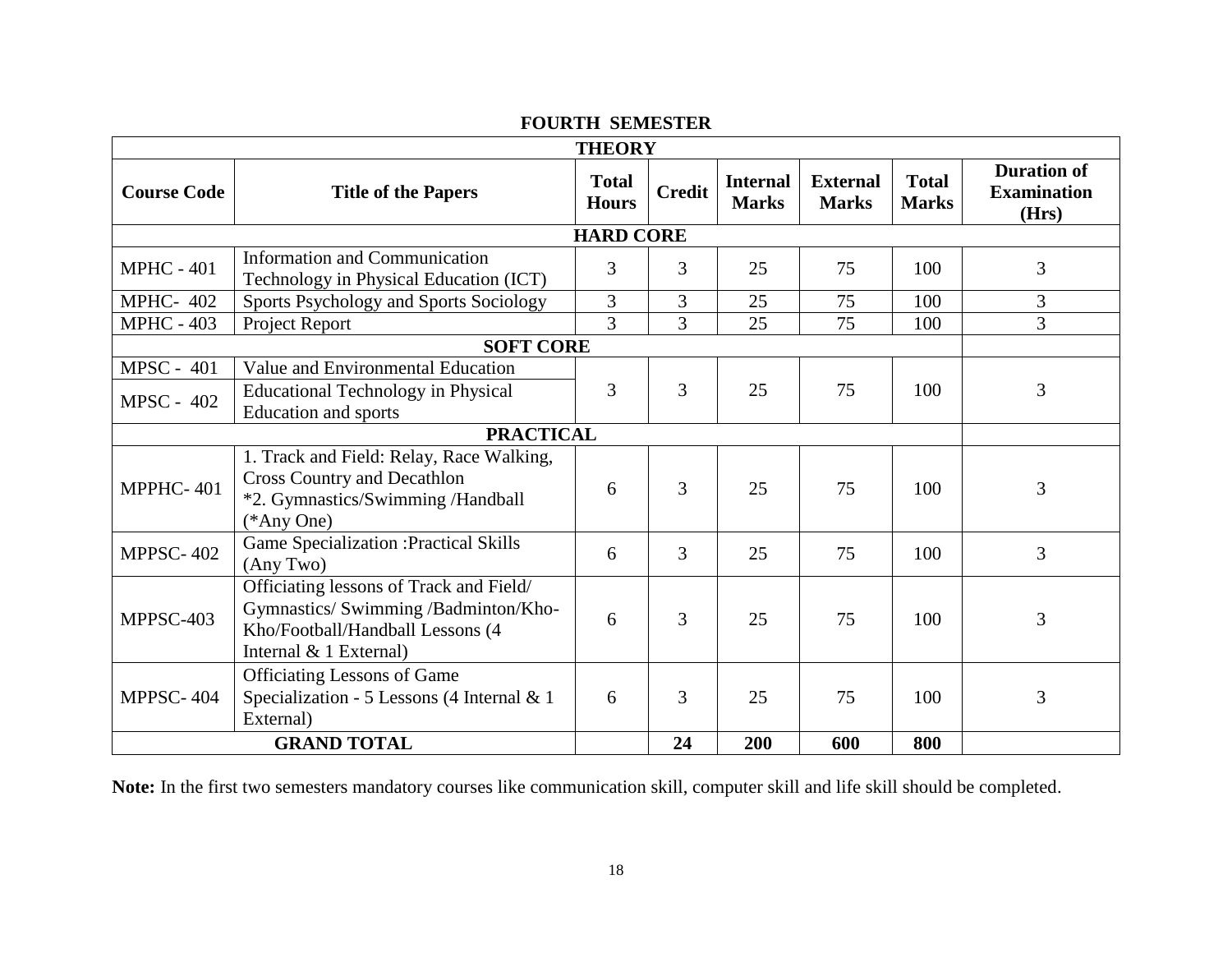## FOURTH SEMESTER

| THEORY | | | | | | | |
|---|---|---|---|---|---|---|---|
| **Course Code** | **Title of the Papers** | **Total Hours** | **Credit** | **Internal Marks** | **External Marks** | **Total Marks** | **Duration of Examination (Hrs)** |
| **HARD CORE** | | | | | | | |
| MPHC - 401 | Information and Communication Technology in Physical Education (ICT) | 3 | 3 | 25 | 75 | 100 | 3 |
| MPHC- 402 | Sports Psychology and Sports Sociology | 3 | 3 | 25 | 75 | 100 | 3 |
| MPHC - 403 | Project Report | 3 | 3 | 25 | 75 | 100 | 3 |
| **SOFT CORE** | | | | | | | |
| MPSC - 401 | Value and Environmental Education | 3 | 3 | 25 | 75 | 100 | 3 |
| MPSC - 402 | Educational Technology in Physical Education and sports | | | | | | |
| **PRACTICAL** | | | | | | | |
| MPPHC- 401 | 1. Track and Field: Relay, Race Walking, Cross Country and Decathlon *2. Gymnastics/Swimming /Handball (*Any One) | 6 | 3 | 25 | 75 | 100 | 3 |
| MPPSC- 402 | Game Specialization :Practical Skills (Any Two) | 6 | 3 | 25 | 75 | 100 | 3 |
| MPPSC-403 | Officiating lessons of Track and Field/ Gymnastics/ Swimming /Badminton/Kho-Kho/Football/Handball Lessons (4 Internal & 1 External) | 6 | 3 | 25 | 75 | 100 | 3 |
| MPPSC- 404 | Officiating Lessons of Game Specialization - 5 Lessons (4 Internal & 1 External) | 6 | 3 | 25 | 75 | 100 | 3 |
| **GRAND TOTAL** | | | **24** | **200** | **600** | **800** | |

**Note:** In the first two semesters mandatory courses like communication skill, computer skill and life skill should be completed.